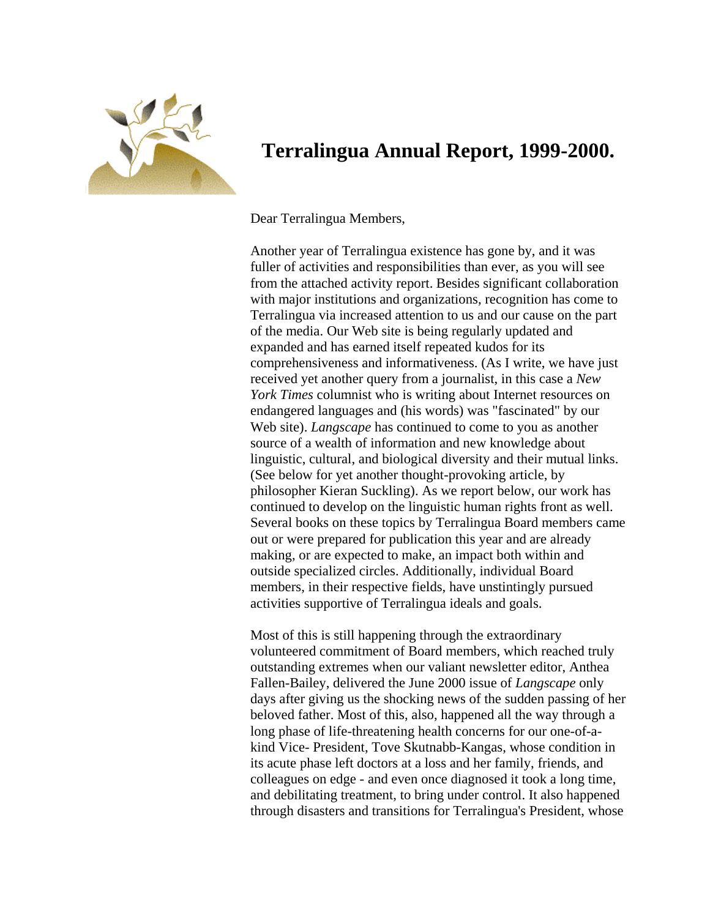# Terralingua Annual Report, 1999-2000.

Dear Terralingua Members,

Another year of Terralingua existence has gone by, and it was fuller of activities and responsibilities than ever, as you will see from the attached activity report. Besides significant collaboration with major institutions and organizations, recognition has come to Terralingua via increased attention to us and our cause on the part of the media. Our Web site is being regularly updated and expanded and has earned itself repeated kudos for its comprehensiveness and informativeness. (As I write, we have just received yet another query from a journalist, in this case a *New York Times* columnist who is writing about Internet resources on endangered languages and (his words) was "fascinated" by our Web site). *Langscape* has continued to come to you as another source of a wealth of information and new knowledge about linguistic, cultural, and biological diversity and their mutual links. (See below for yet another thought-provoking article, by philosopher Kieran Suckling). As we report below, our work has continued to develop on the linguistic human rights front as well. Several books on these topics by Terralingua Board members came out or were prepared for publication this year and are already making, or are expected to make, an impact both within and outside specialized circles. Additionally, individual Board members, in their respective fields, have unstintingly pursued activities supportive of Terralingua ideals and goals.

Most of this is still happening through the extraordinary volunteered commitment of Board members, which reached truly outstanding extremes when our valiant newsletter editor, Anthea Fallen-Bailey, delivered the June 2000 issue of *Langscape* only days after giving us the shocking news of the sudden passing of her beloved father. Most of this, also, happened all the way through a long phase of life-threatening health concerns for our one-of-a-kind Vice- President, Tove Skutnabb-Kangas, whose condition in its acute phase left doctors at a loss and her family, friends, and colleagues on edge - and even once diagnosed it took a long time, and debilitating treatment, to bring under control. It also happened through disasters and transitions for Terralingua's President, whose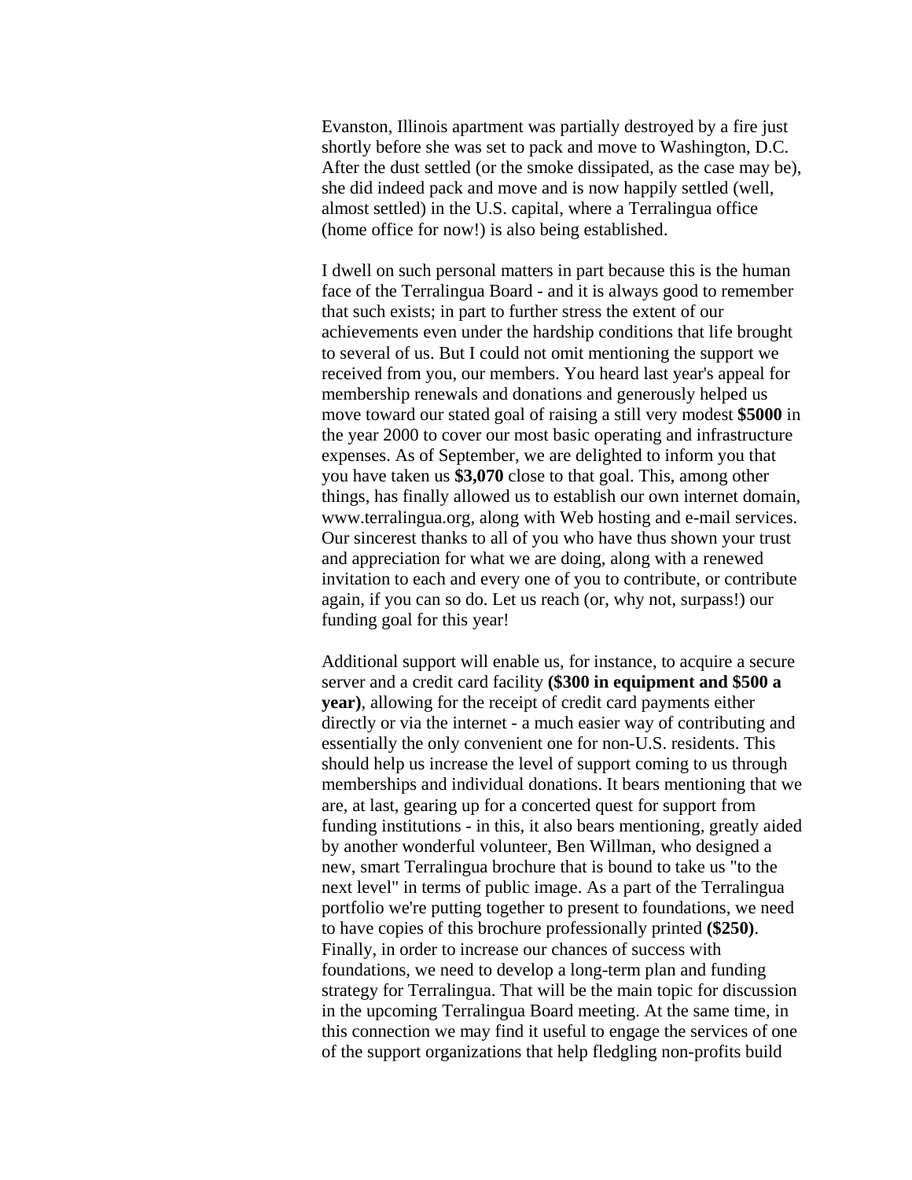Evanston, Illinois apartment was partially destroyed by a fire just shortly before she was set to pack and move to Washington, D.C. After the dust settled (or the smoke dissipated, as the case may be), she did indeed pack and move and is now happily settled (well, almost settled) in the U.S. capital, where a Terralingua office (home office for now!) is also being established.

I dwell on such personal matters in part because this is the human face of the Terralingua Board - and it is always good to remember that such exists; in part to further stress the extent of our achievements even under the hardship conditions that life brought to several of us. But I could not omit mentioning the support we received from you, our members. You heard last year's appeal for membership renewals and donations and generously helped us move toward our stated goal of raising a still very modest **$5000** in the year 2000 to cover our most basic operating and infrastructure expenses. As of September, we are delighted to inform you that you have taken us **$3,070** close to that goal. This, among other things, has finally allowed us to establish our own internet domain, www.terralingua.org, along with Web hosting and e-mail services. Our sincerest thanks to all of you who have thus shown your trust and appreciation for what we are doing, along with a renewed invitation to each and every one of you to contribute, or contribute again, if you can so do. Let us reach (or, why not, surpass!) our funding goal for this year!

Additional support will enable us, for instance, to acquire a secure server and a credit card facility **($300 in equipment and $500 a year)**, allowing for the receipt of credit card payments either directly or via the internet - a much easier way of contributing and essentially the only convenient one for non-U.S. residents. This should help us increase the level of support coming to us through memberships and individual donations. It bears mentioning that we are, at last, gearing up for a concerted quest for support from funding institutions - in this, it also bears mentioning, greatly aided by another wonderful volunteer, Ben Willman, who designed a new, smart Terralingua brochure that is bound to take us "to the next level" in terms of public image. As a part of the Terralingua portfolio we're putting together to present to foundations, we need to have copies of this brochure professionally printed **($250)**. Finally, in order to increase our chances of success with foundations, we need to develop a long-term plan and funding strategy for Terralingua. That will be the main topic for discussion in the upcoming Terralingua Board meeting. At the same time, in this connection we may find it useful to engage the services of one of the support organizations that help fledgling non-profits build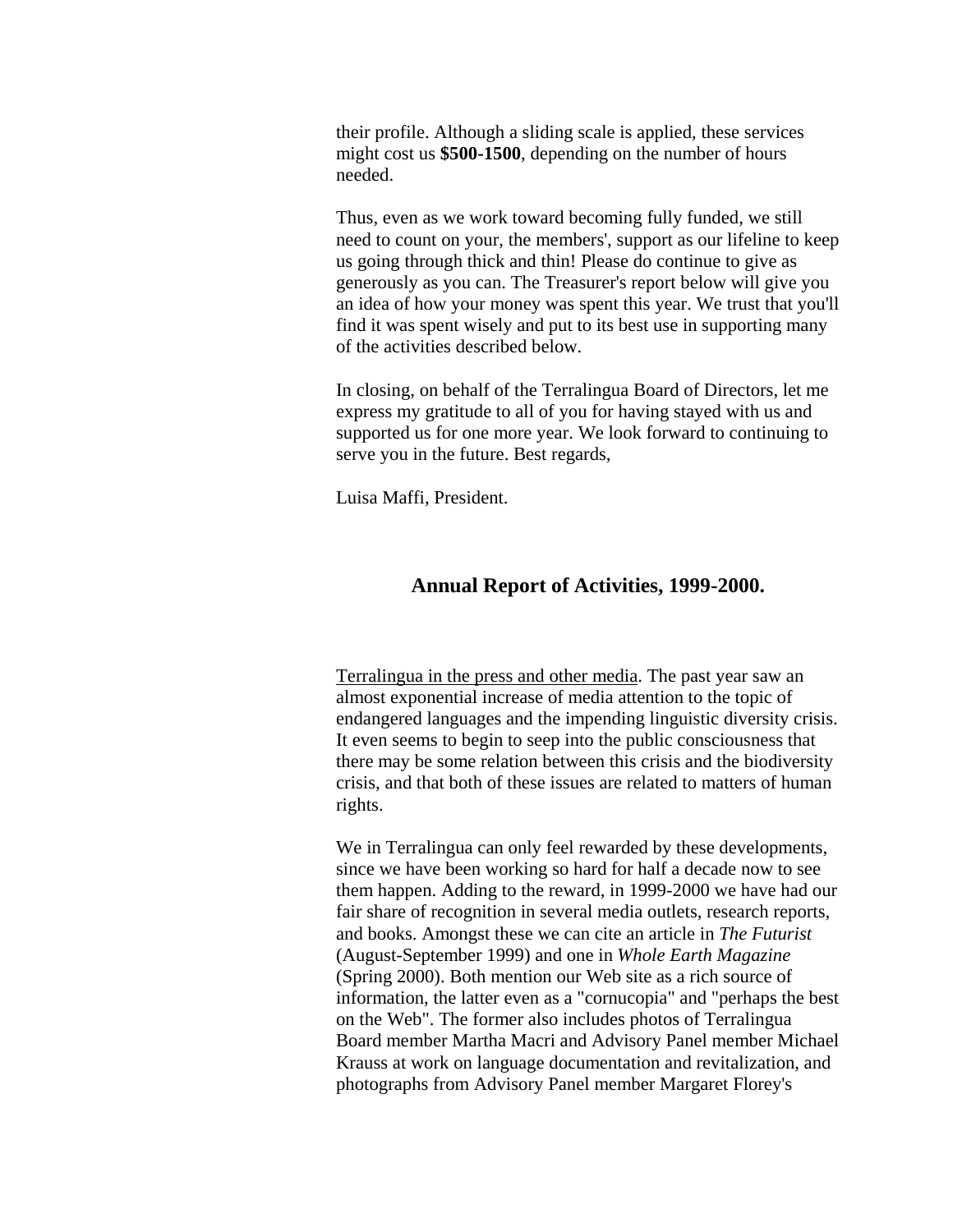their profile. Although a sliding scale is applied, these services might cost us **$500-1500**, depending on the number of hours needed.

Thus, even as we work toward becoming fully funded, we still need to count on your, the members', support as our lifeline to keep us going through thick and thin! Please do continue to give as generously as you can. The Treasurer's report below will give you an idea of how your money was spent this year. We trust that you'll find it was spent wisely and put to its best use in supporting many of the activities described below.

In closing, on behalf of the Terralingua Board of Directors, let me express my gratitude to all of you for having stayed with us and supported us for one more year. We look forward to continuing to serve you in the future. Best regards,

Luisa Maffi, President.

## Annual Report of Activities, 1999-2000.

<u>Terralingua in the press and other media</u>. The past year saw an almost exponential increase of media attention to the topic of endangered languages and the impending linguistic diversity crisis. It even seems to begin to seep into the public consciousness that there may be some relation between this crisis and the biodiversity crisis, and that both of these issues are related to matters of human rights.

We in Terralingua can only feel rewarded by these developments, since we have been working so hard for half a decade now to see them happen. Adding to the reward, in 1999-2000 we have had our fair share of recognition in several media outlets, research reports, and books. Amongst these we can cite an article in *The Futurist* (August-September 1999) and one in *Whole Earth Magazine* (Spring 2000). Both mention our Web site as a rich source of information, the latter even as a "cornucopia" and "perhaps the best on the Web". The former also includes photos of Terralingua Board member Martha Macri and Advisory Panel member Michael Krauss at work on language documentation and revitalization, and photographs from Advisory Panel member Margaret Florey's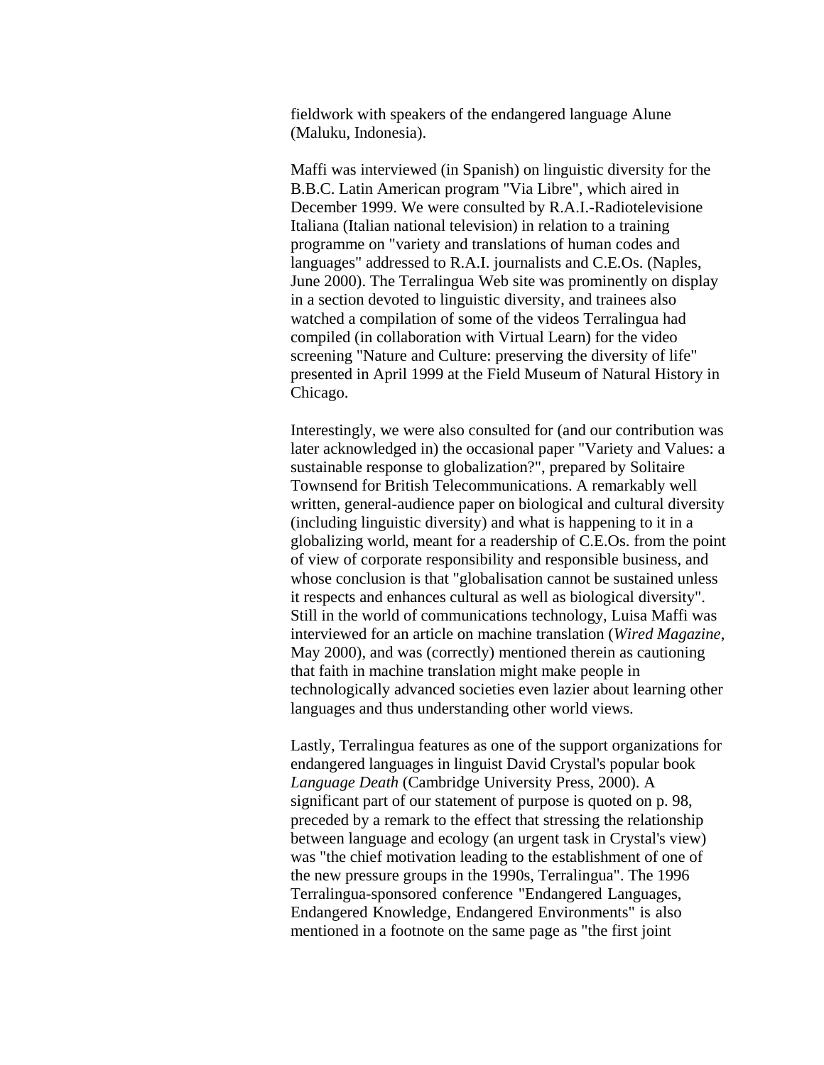fieldwork with speakers of the endangered language Alune (Maluku, Indonesia).

Maffi was interviewed (in Spanish) on linguistic diversity for the B.B.C. Latin American program "Via Libre", which aired in December 1999. We were consulted by R.A.I.-Radiotelevisione Italiana (Italian national television) in relation to a training programme on "variety and translations of human codes and languages" addressed to R.A.I. journalists and C.E.Os. (Naples, June 2000). The Terralingua Web site was prominently on display in a section devoted to linguistic diversity, and trainees also watched a compilation of some of the videos Terralingua had compiled (in collaboration with Virtual Learn) for the video screening "Nature and Culture: preserving the diversity of life" presented in April 1999 at the Field Museum of Natural History in Chicago.

Interestingly, we were also consulted for (and our contribution was later acknowledged in) the occasional paper "Variety and Values: a sustainable response to globalization?", prepared by Solitaire Townsend for British Telecommunications. A remarkably well written, general-audience paper on biological and cultural diversity (including linguistic diversity) and what is happening to it in a globalizing world, meant for a readership of C.E.Os. from the point of view of corporate responsibility and responsible business, and whose conclusion is that "globalisation cannot be sustained unless it respects and enhances cultural as well as biological diversity". Still in the world of communications technology, Luisa Maffi was interviewed for an article on machine translation (*Wired Magazine*, May 2000), and was (correctly) mentioned therein as cautioning that faith in machine translation might make people in technologically advanced societies even lazier about learning other languages and thus understanding other world views.

Lastly, Terralingua features as one of the support organizations for endangered languages in linguist David Crystal's popular book *Language Death* (Cambridge University Press, 2000). A significant part of our statement of purpose is quoted on p. 98, preceded by a remark to the effect that stressing the relationship between language and ecology (an urgent task in Crystal's view) was "the chief motivation leading to the establishment of one of the new pressure groups in the 1990s, Terralingua". The 1996 Terralingua-sponsored conference "Endangered Languages, Endangered Knowledge, Endangered Environments" is also mentioned in a footnote on the same page as "the first joint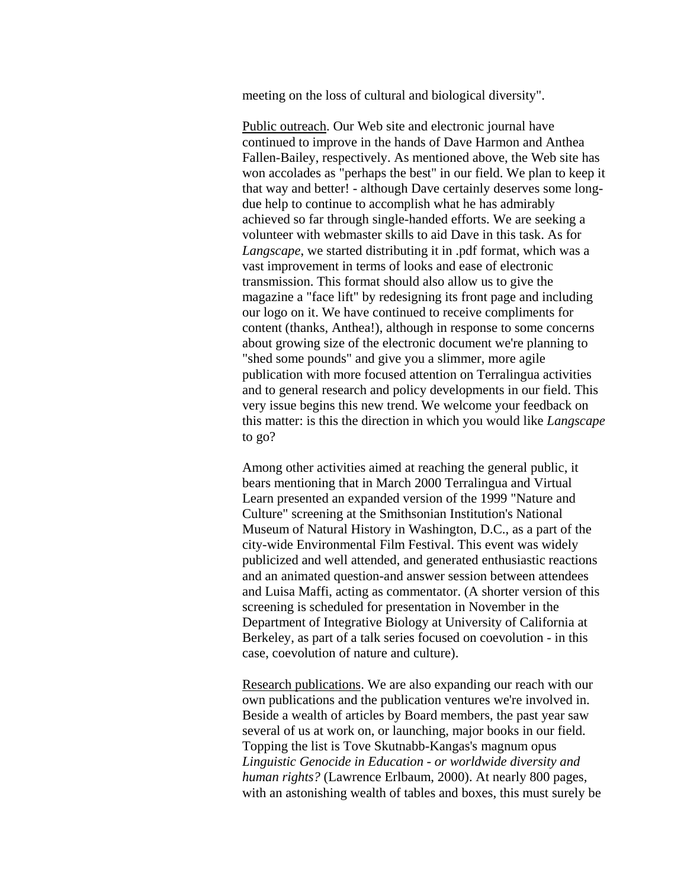meeting on the loss of cultural and biological diversity".

Public outreach. Our Web site and electronic journal have continued to improve in the hands of Dave Harmon and Anthea Fallen-Bailey, respectively. As mentioned above, the Web site has won accolades as "perhaps the best" in our field. We plan to keep it that way and better! - although Dave certainly deserves some long-due help to continue to accomplish what he has admirably achieved so far through single-handed efforts. We are seeking a volunteer with webmaster skills to aid Dave in this task. As for *Langscape*, we started distributing it in .pdf format, which was a vast improvement in terms of looks and ease of electronic transmission. This format should also allow us to give the magazine a "face lift" by redesigning its front page and including our logo on it. We have continued to receive compliments for content (thanks, Anthea!), although in response to some concerns about growing size of the electronic document we're planning to "shed some pounds" and give you a slimmer, more agile publication with more focused attention on Terralingua activities and to general research and policy developments in our field. This very issue begins this new trend. We welcome your feedback on this matter: is this the direction in which you would like *Langscape* to go?

Among other activities aimed at reaching the general public, it bears mentioning that in March 2000 Terralingua and Virtual Learn presented an expanded version of the 1999 "Nature and Culture" screening at the Smithsonian Institution's National Museum of Natural History in Washington, D.C., as a part of the city-wide Environmental Film Festival. This event was widely publicized and well attended, and generated enthusiastic reactions and an animated question-and answer session between attendees and Luisa Maffi, acting as commentator. (A shorter version of this screening is scheduled for presentation in November in the Department of Integrative Biology at University of California at Berkeley, as part of a talk series focused on coevolution - in this case, coevolution of nature and culture).

Research publications. We are also expanding our reach with our own publications and the publication ventures we're involved in. Beside a wealth of articles by Board members, the past year saw several of us at work on, or launching, major books in our field. Topping the list is Tove Skutnabb-Kangas's magnum opus *Linguistic Genocide in Education - or worldwide diversity and human rights?* (Lawrence Erlbaum, 2000). At nearly 800 pages, with an astonishing wealth of tables and boxes, this must surely be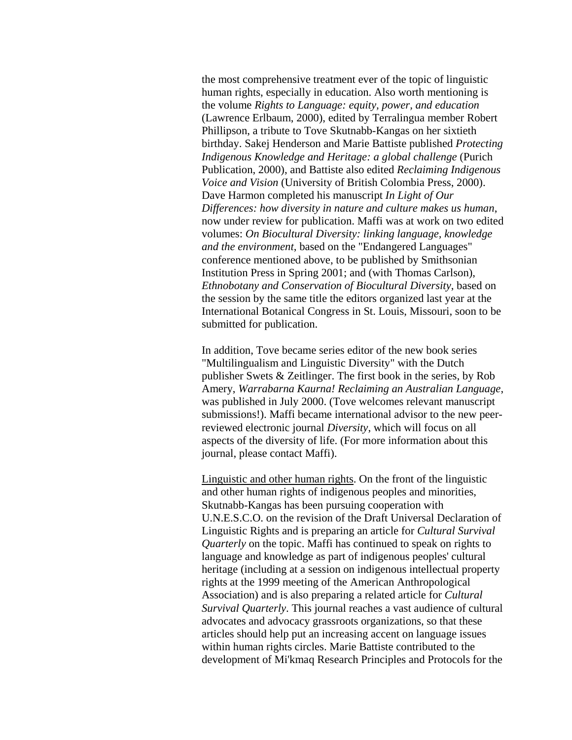the most comprehensive treatment ever of the topic of linguistic human rights, especially in education. Also worth mentioning is the volume *Rights to Language: equity, power, and education* (Lawrence Erlbaum, 2000), edited by Terralingua member Robert Phillipson, a tribute to Tove Skutnabb-Kangas on her sixtieth birthday. Sakej Henderson and Marie Battiste published *Protecting Indigenous Knowledge and Heritage: a global challenge* (Purich Publication, 2000), and Battiste also edited *Reclaiming Indigenous Voice and Vision* (University of British Colombia Press, 2000). Dave Harmon completed his manuscript *In Light of Our Differences: how diversity in nature and culture makes us human*, now under review for publication. Maffi was at work on two edited volumes: *On Biocultural Diversity: linking language, knowledge and the environment*, based on the "Endangered Languages" conference mentioned above, to be published by Smithsonian Institution Press in Spring 2001; and (with Thomas Carlson), *Ethnobotany and Conservation of Biocultural Diversity*, based on the session by the same title the editors organized last year at the International Botanical Congress in St. Louis, Missouri, soon to be submitted for publication.

In addition, Tove became series editor of the new book series "Multilingualism and Linguistic Diversity" with the Dutch publisher Swets & Zeitlinger. The first book in the series, by Rob Amery, *Warrabarna Kaurna! Reclaiming an Australian Language*, was published in July 2000. (Tove welcomes relevant manuscript submissions!). Maffi became international advisor to the new peer-reviewed electronic journal *Diversity*, which will focus on all aspects of the diversity of life. (For more information about this journal, please contact Maffi).

<u>Linguistic and other human rights</u>. On the front of the linguistic and other human rights of indigenous peoples and minorities, Skutnabb-Kangas has been pursuing cooperation with U.N.E.S.C.O. on the revision of the Draft Universal Declaration of Linguistic Rights and is preparing an article for *Cultural Survival Quarterly* on the topic. Maffi has continued to speak on rights to language and knowledge as part of indigenous peoples' cultural heritage (including at a session on indigenous intellectual property rights at the 1999 meeting of the American Anthropological Association) and is also preparing a related article for *Cultural Survival Quarterly*. This journal reaches a vast audience of cultural advocates and advocacy grassroots organizations, so that these articles should help put an increasing accent on language issues within human rights circles. Marie Battiste contributed to the development of Mi'kmaq Research Principles and Protocols for the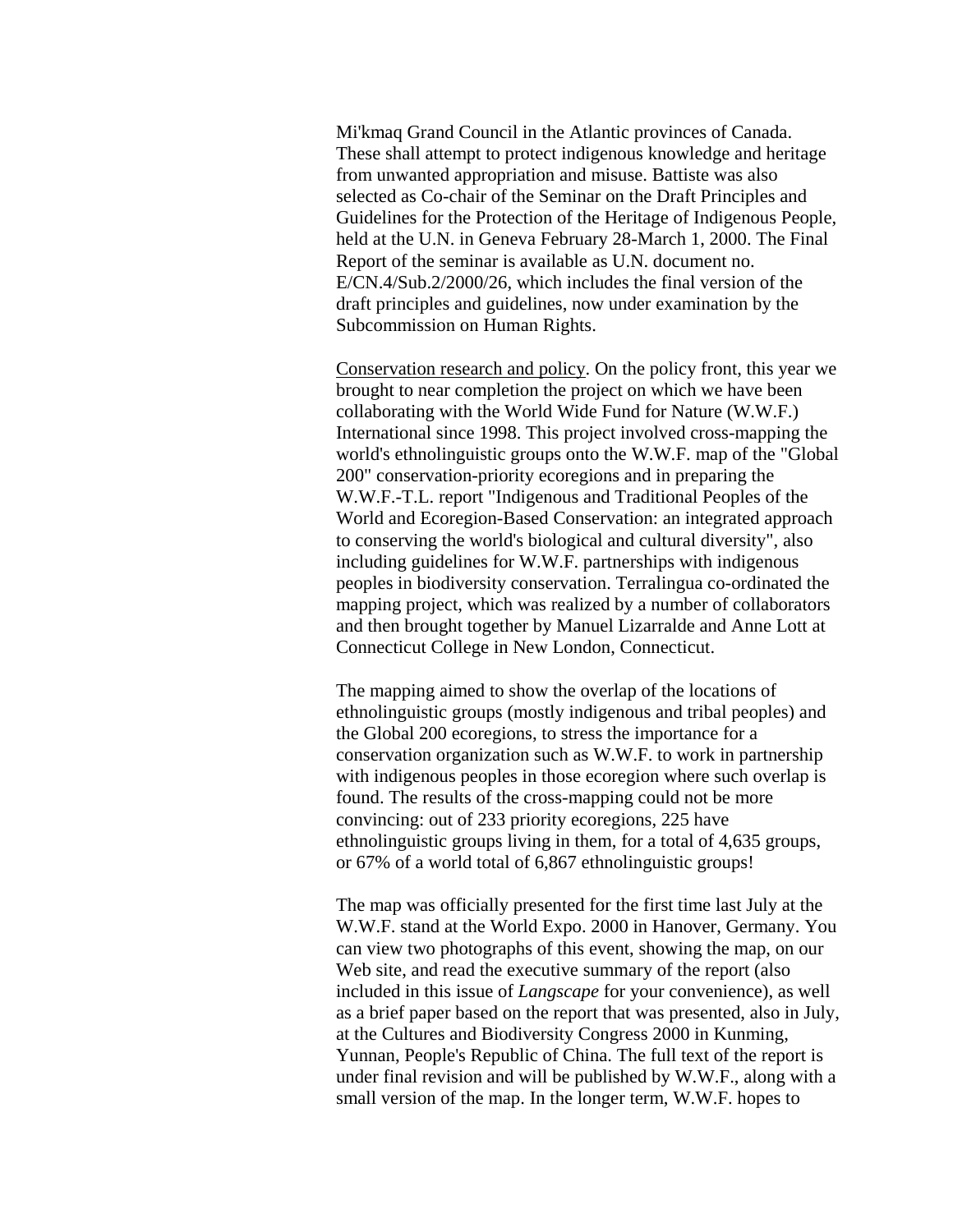Mi'kmaq Grand Council in the Atlantic provinces of Canada. These shall attempt to protect indigenous knowledge and heritage from unwanted appropriation and misuse. Battiste was also selected as Co-chair of the Seminar on the Draft Principles and Guidelines for the Protection of the Heritage of Indigenous People, held at the U.N. in Geneva February 28-March 1, 2000. The Final Report of the seminar is available as U.N. document no. E/CN.4/Sub.2/2000/26, which includes the final version of the draft principles and guidelines, now under examination by the Subcommission on Human Rights.

<u>Conservation research and policy</u>. On the policy front, this year we brought to near completion the project on which we have been collaborating with the World Wide Fund for Nature (W.W.F.) International since 1998. This project involved cross-mapping the world's ethnolinguistic groups onto the W.W.F. map of the "Global 200" conservation-priority ecoregions and in preparing the W.W.F.-T.L. report "Indigenous and Traditional Peoples of the World and Ecoregion-Based Conservation: an integrated approach to conserving the world's biological and cultural diversity", also including guidelines for W.W.F. partnerships with indigenous peoples in biodiversity conservation. Terralingua co-ordinated the mapping project, which was realized by a number of collaborators and then brought together by Manuel Lizarralde and Anne Lott at Connecticut College in New London, Connecticut.

The mapping aimed to show the overlap of the locations of ethnolinguistic groups (mostly indigenous and tribal peoples) and the Global 200 ecoregions, to stress the importance for a conservation organization such as W.W.F. to work in partnership with indigenous peoples in those ecoregion where such overlap is found. The results of the cross-mapping could not be more convincing: out of 233 priority ecoregions, 225 have ethnolinguistic groups living in them, for a total of 4,635 groups, or 67% of a world total of 6,867 ethnolinguistic groups!

The map was officially presented for the first time last July at the W.W.F. stand at the World Expo. 2000 in Hanover, Germany. You can view two photographs of this event, showing the map, on our Web site, and read the executive summary of the report (also included in this issue of *Langscape* for your convenience), as well as a brief paper based on the report that was presented, also in July, at the Cultures and Biodiversity Congress 2000 in Kunming, Yunnan, People's Republic of China. The full text of the report is under final revision and will be published by W.W.F., along with a small version of the map. In the longer term, W.W.F. hopes to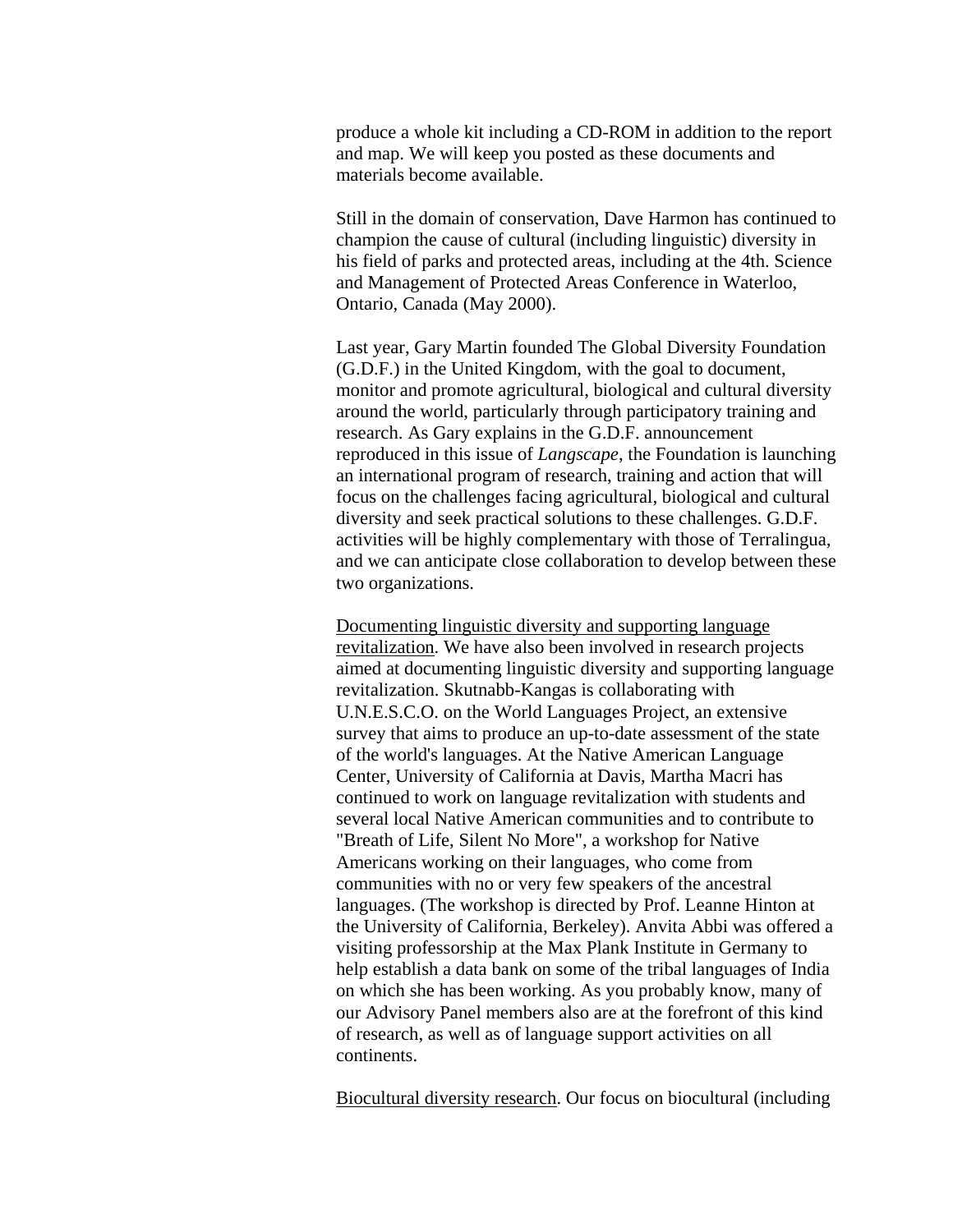produce a whole kit including a CD-ROM in addition to the report and map. We will keep you posted as these documents and materials become available.

Still in the domain of conservation, Dave Harmon has continued to champion the cause of cultural (including linguistic) diversity in his field of parks and protected areas, including at the 4th. Science and Management of Protected Areas Conference in Waterloo, Ontario, Canada (May 2000).

Last year, Gary Martin founded The Global Diversity Foundation (G.D.F.) in the United Kingdom, with the goal to document, monitor and promote agricultural, biological and cultural diversity around the world, particularly through participatory training and research. As Gary explains in the G.D.F. announcement reproduced in this issue of *Langscape*, the Foundation is launching an international program of research, training and action that will focus on the challenges facing agricultural, biological and cultural diversity and seek practical solutions to these challenges. G.D.F. activities will be highly complementary with those of Terralingua, and we can anticipate close collaboration to develop between these two organizations.

<u>Documenting linguistic diversity and supporting language revitalization</u>. We have also been involved in research projects aimed at documenting linguistic diversity and supporting language revitalization. Skutnabb-Kangas is collaborating with U.N.E.S.C.O. on the World Languages Project, an extensive survey that aims to produce an up-to-date assessment of the state of the world's languages. At the Native American Language Center, University of California at Davis, Martha Macri has continued to work on language revitalization with students and several local Native American communities and to contribute to "Breath of Life, Silent No More", a workshop for Native Americans working on their languages, who come from communities with no or very few speakers of the ancestral languages. (The workshop is directed by Prof. Leanne Hinton at the University of California, Berkeley). Anvita Abbi was offered a visiting professorship at the Max Plank Institute in Germany to help establish a data bank on some of the tribal languages of India on which she has been working. As you probably know, many of our Advisory Panel members also are at the forefront of this kind of research, as well as of language support activities on all continents.

<u>Biocultural diversity research</u>. Our focus on biocultural (including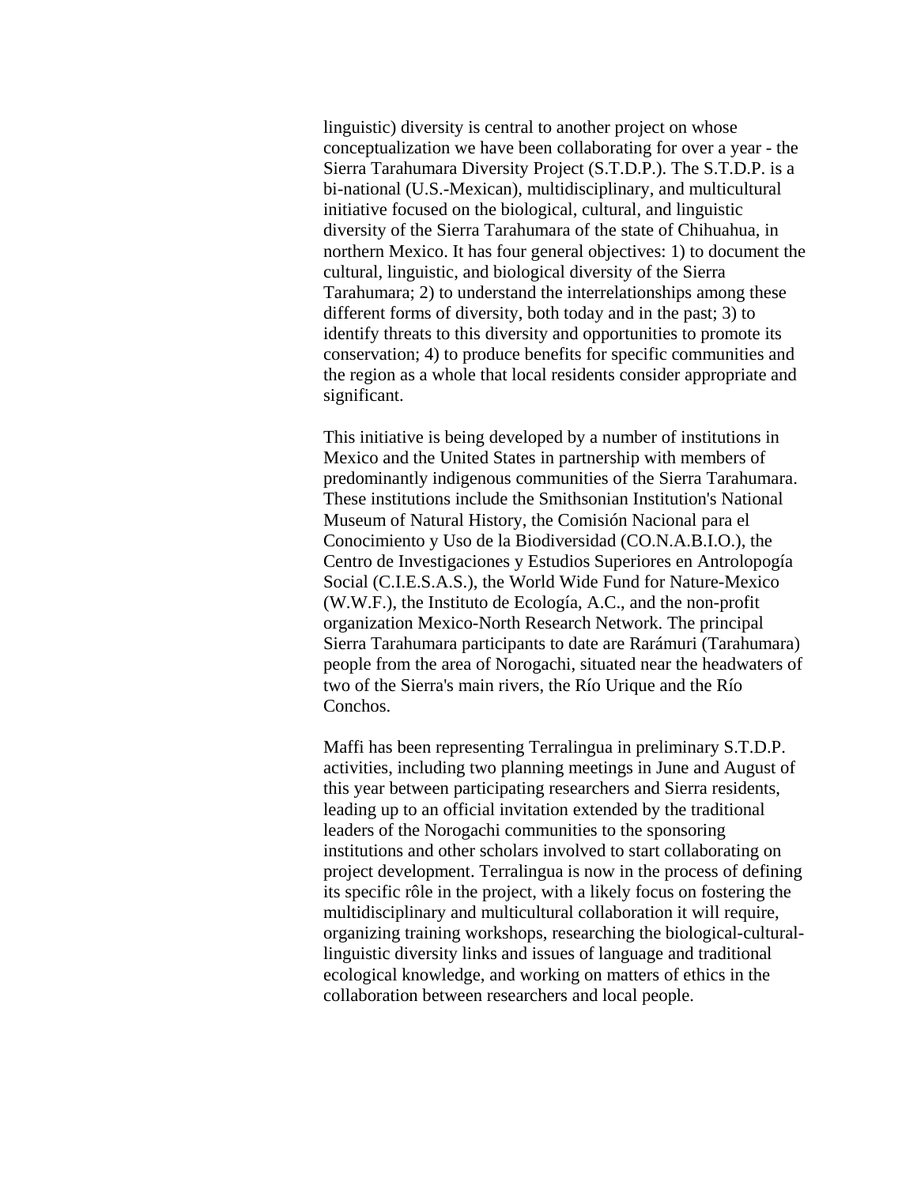linguistic) diversity is central to another project on whose conceptualization we have been collaborating for over a year - the Sierra Tarahumara Diversity Project (S.T.D.P.). The S.T.D.P. is a bi-national (U.S.-Mexican), multidisciplinary, and multicultural initiative focused on the biological, cultural, and linguistic diversity of the Sierra Tarahumara of the state of Chihuahua, in northern Mexico. It has four general objectives: 1) to document the cultural, linguistic, and biological diversity of the Sierra Tarahumara; 2) to understand the interrelationships among these different forms of diversity, both today and in the past; 3) to identify threats to this diversity and opportunities to promote its conservation; 4) to produce benefits for specific communities and the region as a whole that local residents consider appropriate and significant.

This initiative is being developed by a number of institutions in Mexico and the United States in partnership with members of predominantly indigenous communities of the Sierra Tarahumara. These institutions include the Smithsonian Institution's National Museum of Natural History, the Comisión Nacional para el Conocimiento y Uso de la Biodiversidad (CO.N.A.B.I.O.), the Centro de Investigaciones y Estudios Superiores en Antrolopogía Social (C.I.E.S.A.S.), the World Wide Fund for Nature-Mexico (W.W.F.), the Instituto de Ecología, A.C., and the non-profit organization Mexico-North Research Network. The principal Sierra Tarahumara participants to date are Rarámuri (Tarahumara) people from the area of Norogachi, situated near the headwaters of two of the Sierra's main rivers, the Río Urique and the Río Conchos.

Maffi has been representing Terralingua in preliminary S.T.D.P. activities, including two planning meetings in June and August of this year between participating researchers and Sierra residents, leading up to an official invitation extended by the traditional leaders of the Norogachi communities to the sponsoring institutions and other scholars involved to start collaborating on project development. Terralingua is now in the process of defining its specific rôle in the project, with a likely focus on fostering the multidisciplinary and multicultural collaboration it will require, organizing training workshops, researching the biological-cultural-linguistic diversity links and issues of language and traditional ecological knowledge, and working on matters of ethics in the collaboration between researchers and local people.